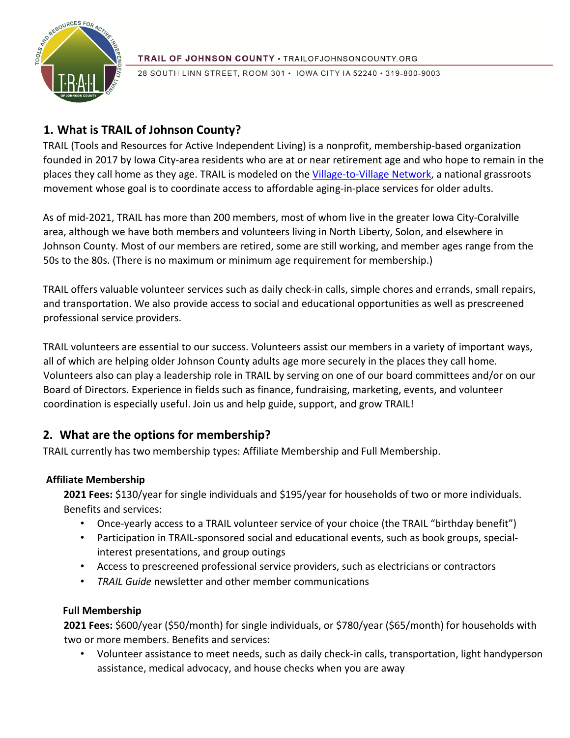TRAIL OF JOHNSON COUNTY • TRAILOFJOHNSONCOUNTY.ORG

28 SOUTH LINN STREET, ROOM 301 • IOWA CITY IA 52240 • 319-800-9003

## 1. What is TRAIL of Johnson County?

TRAIL (Tools and Resources for Active Independent Living) is a nonprofit, membership-based organization founded in 2017 by Iowa City-area residents who are at or near retirement age and who hope to remain in the places they call home as they age. TRAIL is modeled on the Village-to-Village Network, a national grassroots movement whose goal is to coordinate access to affordable aging-in-place services for older adults.

As of mid-2021, TRAIL has more than 200 members, most of whom live in the greater Iowa City-Coralville area, although we have both members and volunteers living in North Liberty, Solon, and elsewhere in Johnson County. Most of our members are retired, some are still working, and member ages range from the 50s to the 80s. (There is no maximum or minimum age requirement for membership.)

TRAIL offers valuable volunteer services such as daily check-in calls, simple chores and errands, small repairs, and transportation. We also provide access to social and educational opportunities as well as prescreened professional service providers.

TRAIL volunteers are essential to our success. Volunteers assist our members in a variety of important ways, all of which are helping older Johnson County adults age more securely in the places they call home. Volunteers also can play a leadership role in TRAIL by serving on one of our board committees and/or on our Board of Directors. Experience in fields such as finance, fundraising, marketing, events, and volunteer coordination is especially useful. Join us and help guide, support, and grow TRAIL!

## 2. What are the options for membership?

TRAIL currently has two membership types: Affiliate Membership and Full Membership.

### Affiliate Membership

**2021 Fees:** $130/year for single individuals and $195/year for households of two or more individuals. Benefits and services:

- Once-yearly access to a TRAIL volunteer service of your choice (the TRAIL "birthday benefit")
- Participation in TRAIL-sponsored social and educational events, such as book groups, special-interest presentations, and group outings
- Access to prescreened professional service providers, such as electricians or contractors
- *TRAIL Guide* newsletter and other member communications

### Full Membership

**2021 Fees:** $600/year ($50/month) for single individuals, or $780/year ($65/month) for households with two or more members. Benefits and services:

- Volunteer assistance to meet needs, such as daily check-in calls, transportation, light handyperson assistance, medical advocacy, and house checks when you are away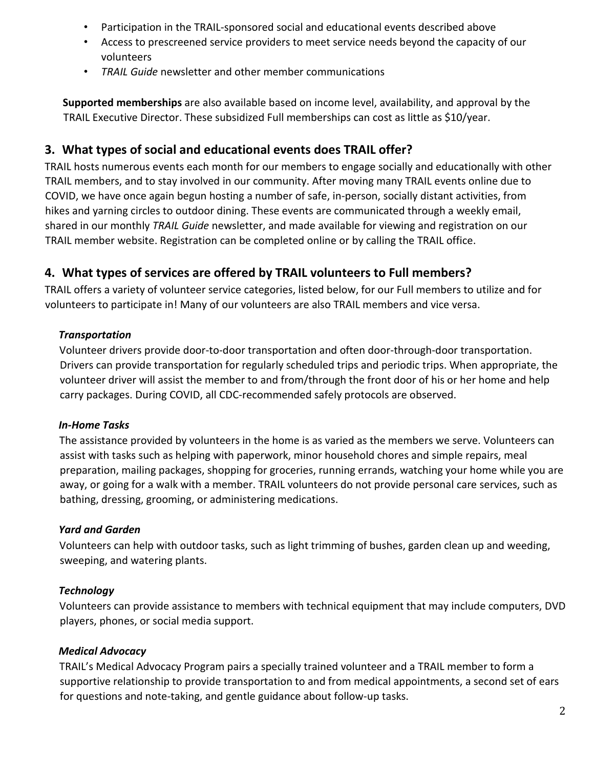- Participation in the TRAIL-sponsored social and educational events described above
- Access to prescreened service providers to meet service needs beyond the capacity of our volunteers
- *TRAIL Guide* newsletter and other member communications

**Supported memberships** are also available based on income level, availability, and approval by the TRAIL Executive Director. These subsidized Full memberships can cost as little as $10/year.

## 3. What types of social and educational events does TRAIL offer?

TRAIL hosts numerous events each month for our members to engage socially and educationally with other TRAIL members, and to stay involved in our community. After moving many TRAIL events online due to COVID, we have once again begun hosting a number of safe, in-person, socially distant activities, from hikes and yarning circles to outdoor dining. These events are communicated through a weekly email, shared in our monthly *TRAIL Guide* newsletter, and made available for viewing and registration on our TRAIL member website. Registration can be completed online or by calling the TRAIL office.

## 4. What types of services are offered by TRAIL volunteers to Full members?

TRAIL offers a variety of volunteer service categories, listed below, for our Full members to utilize and for volunteers to participate in! Many of our volunteers are also TRAIL members and vice versa.

***Transportation***

Volunteer drivers provide door-to-door transportation and often door-through-door transportation. Drivers can provide transportation for regularly scheduled trips and periodic trips. When appropriate, the volunteer driver will assist the member to and from/through the front door of his or her home and help carry packages. During COVID, all CDC-recommended safely protocols are observed.

***In-Home Tasks***

The assistance provided by volunteers in the home is as varied as the members we serve. Volunteers can assist with tasks such as helping with paperwork, minor household chores and simple repairs, meal preparation, mailing packages, shopping for groceries, running errands, watching your home while you are away, or going for a walk with a member. TRAIL volunteers do not provide personal care services, such as bathing, dressing, grooming, or administering medications.

***Yard and Garden***

Volunteers can help with outdoor tasks, such as light trimming of bushes, garden clean up and weeding, sweeping, and watering plants.

***Technology***

Volunteers can provide assistance to members with technical equipment that may include computers, DVD players, phones, or social media support.

***Medical Advocacy***

TRAIL's Medical Advocacy Program pairs a specially trained volunteer and a TRAIL member to form a supportive relationship to provide transportation to and from medical appointments, a second set of ears for questions and note-taking, and gentle guidance about follow-up tasks.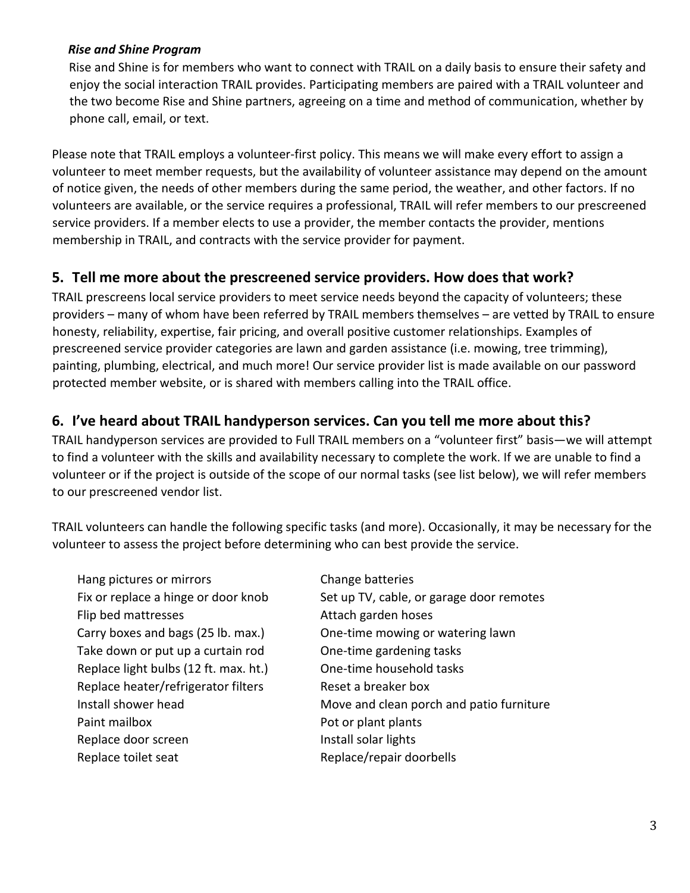***Rise and Shine Program***

Rise and Shine is for members who want to connect with TRAIL on a daily basis to ensure their safety and enjoy the social interaction TRAIL provides. Participating members are paired with a TRAIL volunteer and the two become Rise and Shine partners, agreeing on a time and method of communication, whether by phone call, email, or text.

Please note that TRAIL employs a volunteer-first policy. This means we will make every effort to assign a volunteer to meet member requests, but the availability of volunteer assistance may depend on the amount of notice given, the needs of other members during the same period, the weather, and other factors. If no volunteers are available, or the service requires a professional, TRAIL will refer members to our prescreened service providers. If a member elects to use a provider, the member contacts the provider, mentions membership in TRAIL, and contracts with the service provider for payment.

## 5. Tell me more about the prescreened service providers. How does that work?

TRAIL prescreens local service providers to meet service needs beyond the capacity of volunteers; these providers – many of whom have been referred by TRAIL members themselves – are vetted by TRAIL to ensure honesty, reliability, expertise, fair pricing, and overall positive customer relationships. Examples of prescreened service provider categories are lawn and garden assistance (i.e. mowing, tree trimming), painting, plumbing, electrical, and much more! Our service provider list is made available on our password protected member website, or is shared with members calling into the TRAIL office.

## 6. I've heard about TRAIL handyperson services. Can you tell me more about this?

TRAIL handyperson services are provided to Full TRAIL members on a "volunteer first" basis—we will attempt to find a volunteer with the skills and availability necessary to complete the work. If we are unable to find a volunteer or if the project is outside of the scope of our normal tasks (see list below), we will refer members to our prescreened vendor list.

TRAIL volunteers can handle the following specific tasks (and more). Occasionally, it may be necessary for the volunteer to assess the project before determining who can best provide the service.

- Hang pictures or mirrors
- Fix or replace a hinge or door knob
- Flip bed mattresses
- Carry boxes and bags (25 lb. max.)
- Take down or put up a curtain rod
- Replace light bulbs (12 ft. max. ht.)
- Replace heater/refrigerator filters
- Install shower head
- Paint mailbox
- Replace door screen
- Replace toilet seat
- Change batteries
- Set up TV, cable, or garage door remotes
- Attach garden hoses
- One-time mowing or watering lawn
- One-time gardening tasks
- One-time household tasks
- Reset a breaker box
- Move and clean porch and patio furniture
- Pot or plant plants
- Install solar lights
- Replace/repair doorbells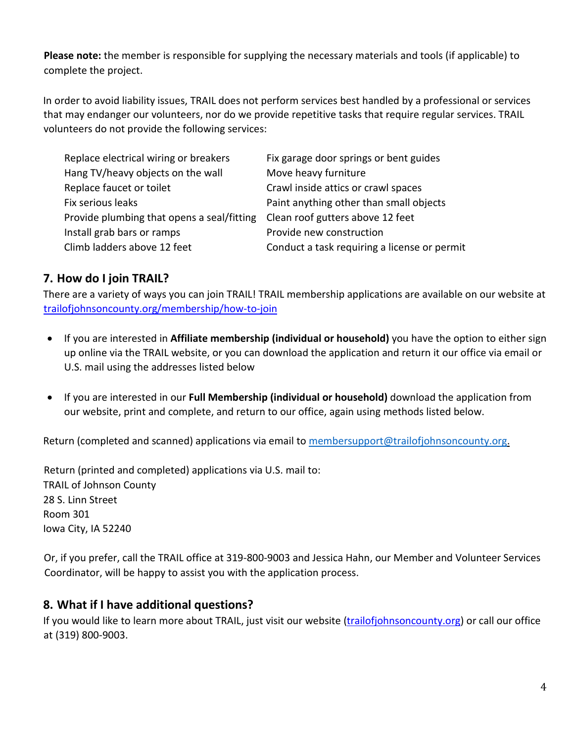**Please note:** the member is responsible for supplying the necessary materials and tools (if applicable) to complete the project.

In order to avoid liability issues, TRAIL does not perform services best handled by a professional or services that may endanger our volunteers, nor do we provide repetitive tasks that require regular services. TRAIL volunteers do not provide the following services:

| | |
|---|---|
| Replace electrical wiring or breakers | Fix garage door springs or bent guides |
| Hang TV/heavy objects on the wall | Move heavy furniture |
| Replace faucet or toilet | Crawl inside attics or crawl spaces |
| Fix serious leaks | Paint anything other than small objects |
| Provide plumbing that opens a seal/fitting | Clean roof gutters above 12 feet |
| Install grab bars or ramps | Provide new construction |
| Climb ladders above 12 feet | Conduct a task requiring a license or permit |

## 7. How do I join TRAIL?

There are a variety of ways you can join TRAIL! TRAIL membership applications are available on our website at trailofjohnsoncounty.org/membership/how-to-join

- If you are interested in **Affiliate membership (individual or household)** you have the option to either sign up online via the TRAIL website, or you can download the application and return it our office via email or U.S. mail using the addresses listed below

- If you are interested in our **Full Membership (individual or household)** download the application from our website, print and complete, and return to our office, again using methods listed below.

Return (completed and scanned) applications via email to membersupport@trailofjohnsoncounty.org.

Return (printed and completed) applications via U.S. mail to:
TRAIL of Johnson County
28 S. Linn Street
Room 301
Iowa City, IA 52240

Or, if you prefer, call the TRAIL office at 319-800-9003 and Jessica Hahn, our Member and Volunteer Services Coordinator, will be happy to assist you with the application process.

## 8. What if I have additional questions?

If you would like to learn more about TRAIL, just visit our website (trailofjohnsoncounty.org) or call our office at (319) 800-9003.